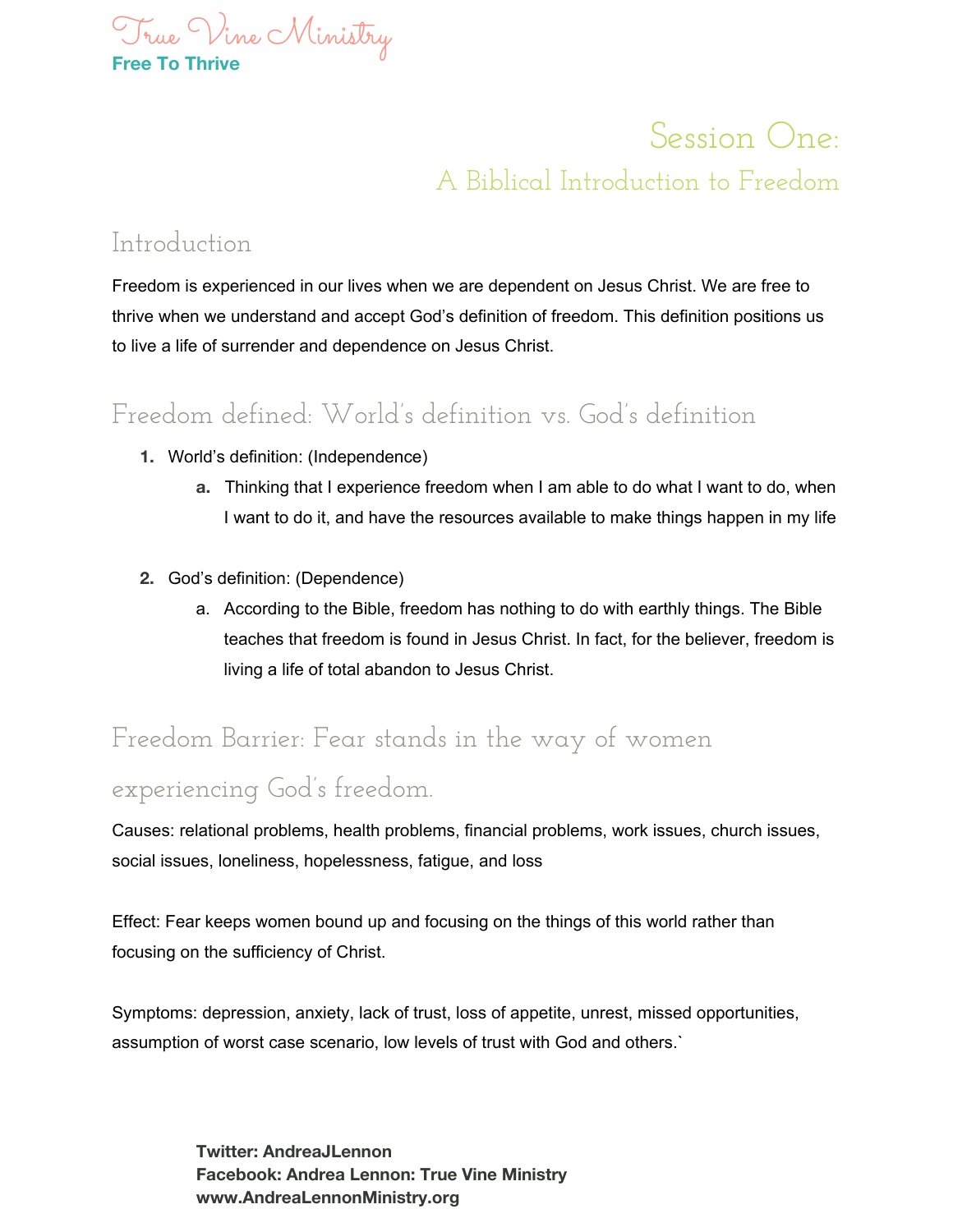True Vine Ministry

**Free To Thrive**

# Session One:

## A Biblical Introduction to Freedom

### Introduction

Freedom is experienced in our lives when we are dependent on Jesus Christ. We are free to thrive when we understand and accept God's definition of freedom. This definition positions us to live a life of surrender and dependence on Jesus Christ.

### Freedom defined: World's definition vs. God's definition

1. World's definition: (Independence)
   a. Thinking that I experience freedom when I am able to do what I want to do, when I want to do it, and have the resources available to make things happen in my life

2. God's definition: (Dependence)
   a. According to the Bible, freedom has nothing to do with earthly things. The Bible teaches that freedom is found in Jesus Christ. In fact, for the believer, freedom is living a life of total abandon to Jesus Christ.

### Freedom Barrier: Fear stands in the way of women experiencing God's freedom.

Causes: relational problems, health problems, financial problems, work issues, church issues, social issues, loneliness, hopelessness, fatigue, and loss

Effect: Fear keeps women bound up and focusing on the things of this world rather than focusing on the sufficiency of Christ.

Symptoms: depression, anxiety, lack of trust, loss of appetite, unrest, missed opportunities, assumption of worst case scenario, low levels of trust with God and others.`

**Twitter: AndreaJLennon**
**Facebook: Andrea Lennon: True Vine Ministry**
**www.AndreaLennonMinistry.org**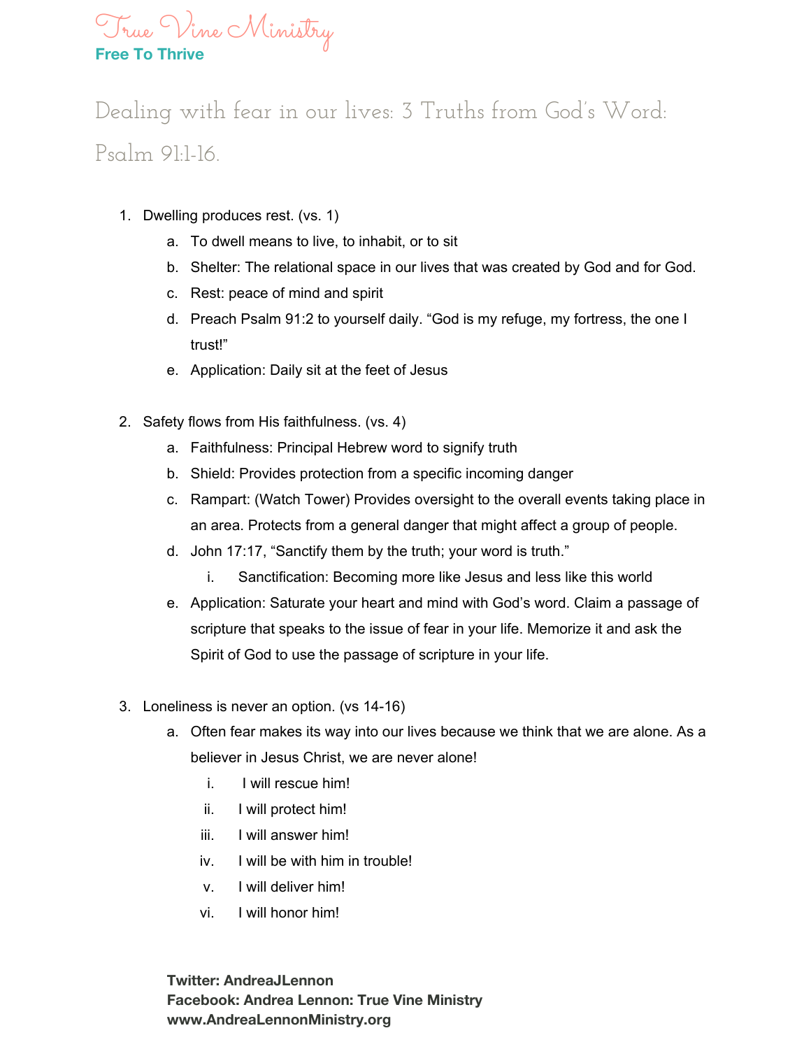True Vine Ministry

**Free To Thrive**

# Dealing with fear in our lives: 3 Truths from God's Word: Psalm 91:1-16.

1. Dwelling produces rest. (vs. 1)
    a. To dwell means to live, to inhabit, or to sit
    b. Shelter: The relational space in our lives that was created by God and for God.
    c. Rest: peace of mind and spirit
    d. Preach Psalm 91:2 to yourself daily. "God is my refuge, my fortress, the one I trust!"
    e. Application: Daily sit at the feet of Jesus

2. Safety flows from His faithfulness. (vs. 4)
    a. Faithfulness: Principal Hebrew word to signify truth
    b. Shield: Provides protection from a specific incoming danger
    c. Rampart: (Watch Tower) Provides oversight to the overall events taking place in an area. Protects from a general danger that might affect a group of people.
    d. John 17:17, "Sanctify them by the truth; your word is truth."
        i. Sanctification: Becoming more like Jesus and less like this world
    e. Application: Saturate your heart and mind with God's word. Claim a passage of scripture that speaks to the issue of fear in your life. Memorize it and ask the Spirit of God to use the passage of scripture in your life.

3. Loneliness is never an option. (vs 14-16)
    a. Often fear makes its way into our lives because we think that we are alone. As a believer in Jesus Christ, we are never alone!
        i. I will rescue him!
        ii. I will protect him!
        iii. I will answer him!
        iv. I will be with him in trouble!
        v. I will deliver him!
        vi. I will honor him!

**Twitter: AndreaJLennon**
**Facebook: Andrea Lennon: True Vine Ministry**
**www.AndreaLennonMinistry.org**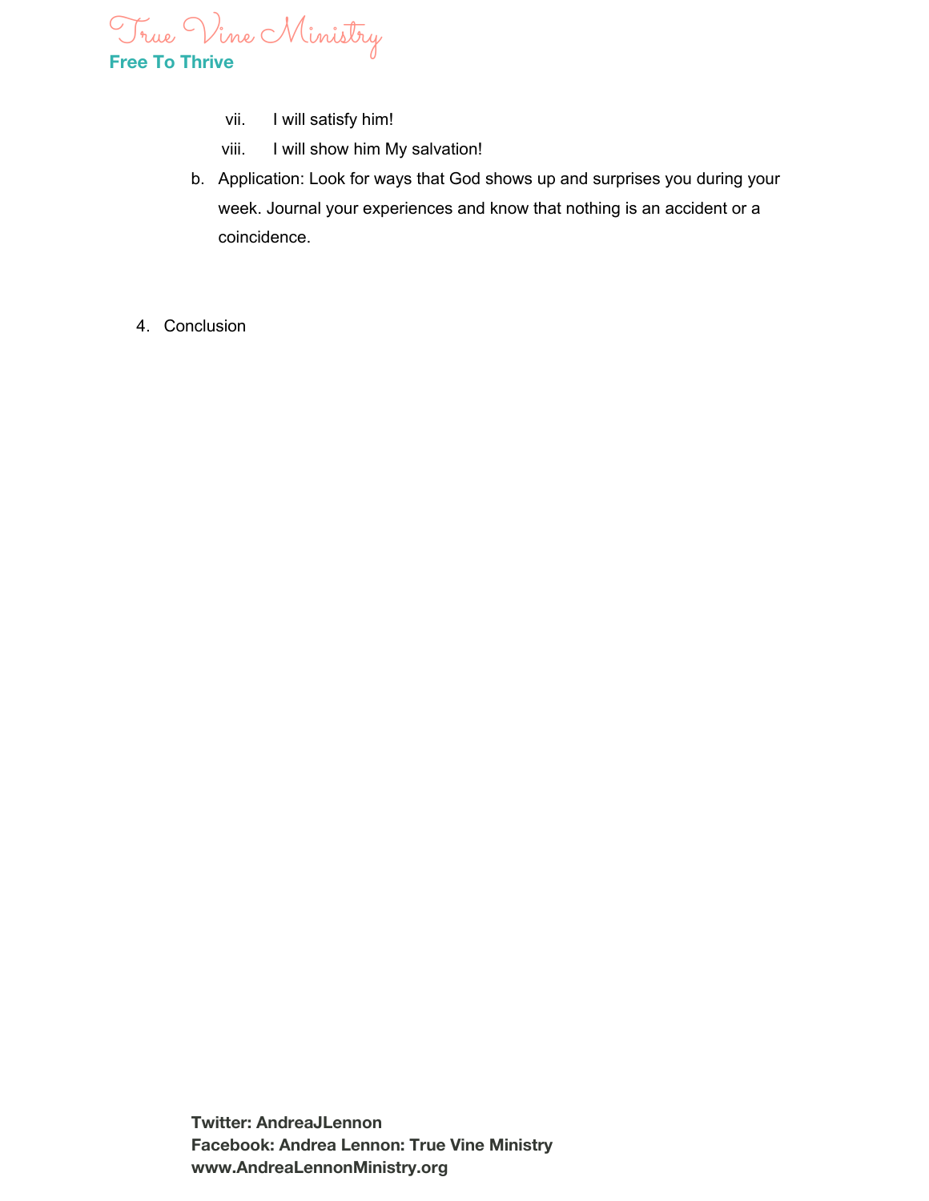vii. I will satisfy him!

viii. I will show him My salvation!

b. Application: Look for ways that God shows up and surprises you during your week. Journal your experiences and know that nothing is an accident or a coincidence.

4. Conclusion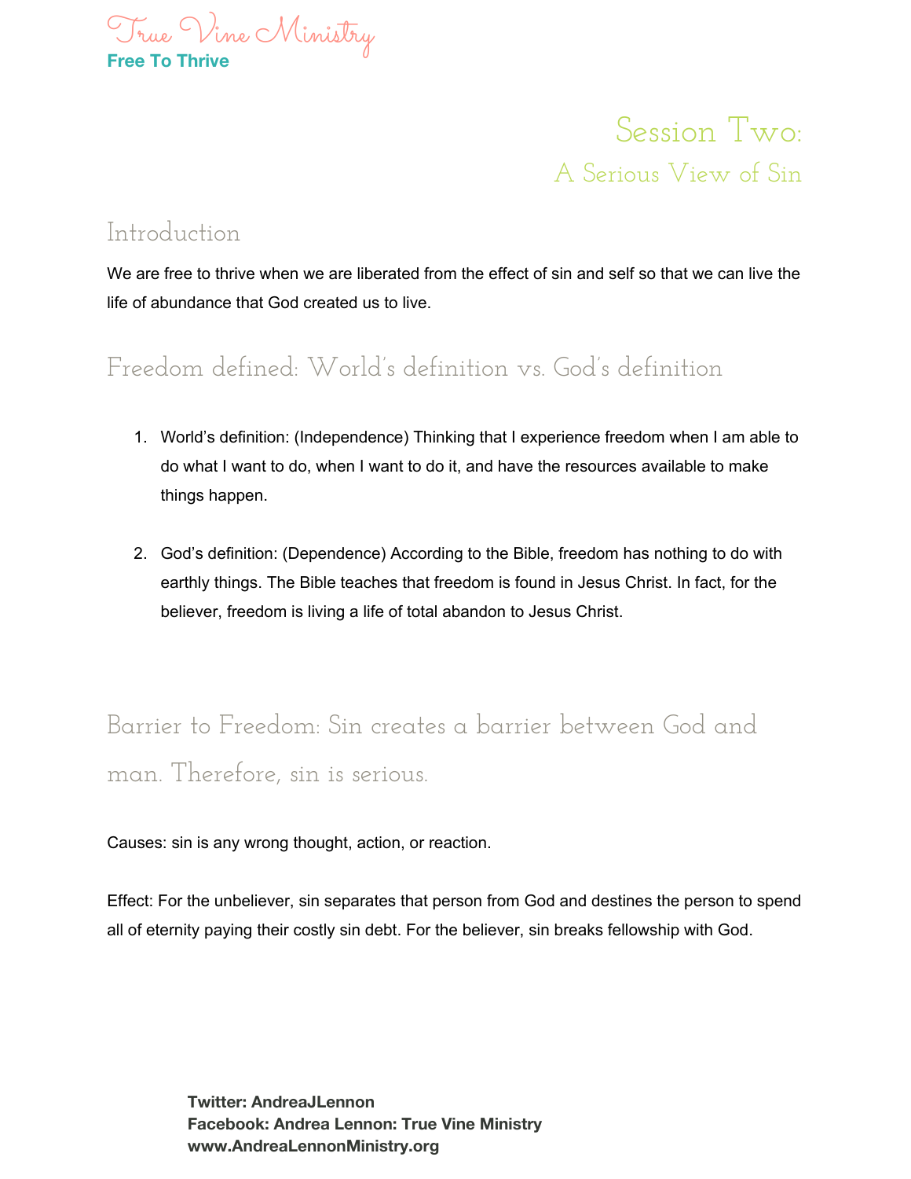# Session Two:

## A Serious View of Sin

### Introduction

We are free to thrive when we are liberated from the effect of sin and self so that we can live the life of abundance that God created us to live.

### Freedom defined: World's definition vs. God's definition

1. World's definition: (Independence) Thinking that I experience freedom when I am able to do what I want to do, when I want to do it, and have the resources available to make things happen.

2. God's definition: (Dependence) According to the Bible, freedom has nothing to do with earthly things. The Bible teaches that freedom is found in Jesus Christ. In fact, for the believer, freedom is living a life of total abandon to Jesus Christ.

### Barrier to Freedom: Sin creates a barrier between God and man. Therefore, sin is serious.

Causes: sin is any wrong thought, action, or reaction.

Effect: For the unbeliever, sin separates that person from God and destines the person to spend all of eternity paying their costly sin debt. For the believer, sin breaks fellowship with God.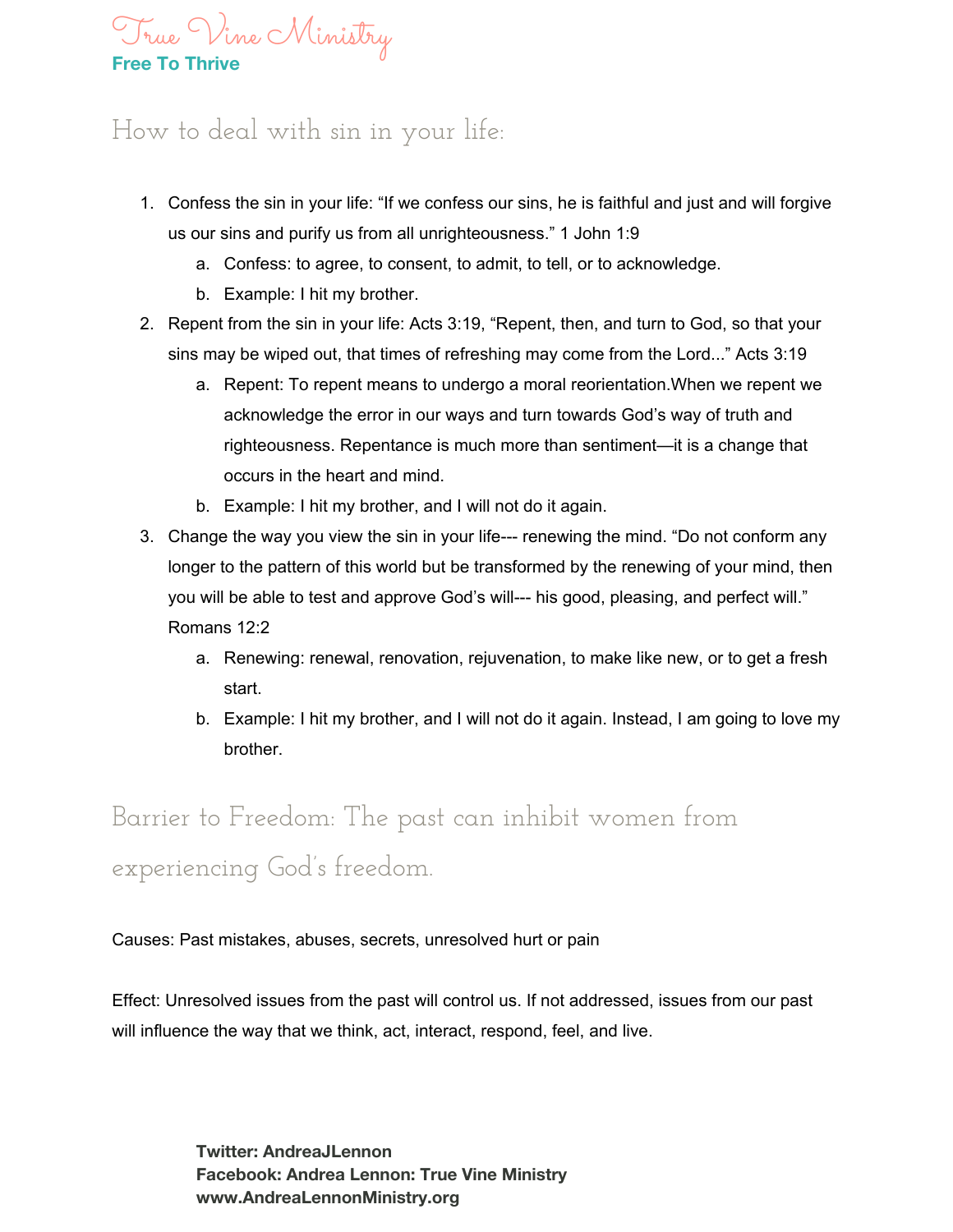## How to deal with sin in your life:

1. Confess the sin in your life: "If we confess our sins, he is faithful and just and will forgive us our sins and purify us from all unrighteousness." 1 John 1:9
   a. Confess: to agree, to consent, to admit, to tell, or to acknowledge.
   b. Example: I hit my brother.
2. Repent from the sin in your life: Acts 3:19, "Repent, then, and turn to God, so that your sins may be wiped out, that times of refreshing may come from the Lord..." Acts 3:19
   a. Repent: To repent means to undergo a moral reorientation.When we repent we acknowledge the error in our ways and turn towards God's way of truth and righteousness. Repentance is much more than sentiment—it is a change that occurs in the heart and mind.
   b. Example: I hit my brother, and I will not do it again.
3. Change the way you view the sin in your life--- renewing the mind. "Do not conform any longer to the pattern of this world but be transformed by the renewing of your mind, then you will be able to test and approve God's will--- his good, pleasing, and perfect will." Romans 12:2
   a. Renewing: renewal, renovation, rejuvenation, to make like new, or to get a fresh start.
   b. Example: I hit my brother, and I will not do it again. Instead, I am going to love my brother.

## Barrier to Freedom: The past can inhibit women from experiencing God's freedom.

Causes: Past mistakes, abuses, secrets, unresolved hurt or pain

Effect: Unresolved issues from the past will control us. If not addressed, issues from our past will influence the way that we think, act, interact, respond, feel, and live.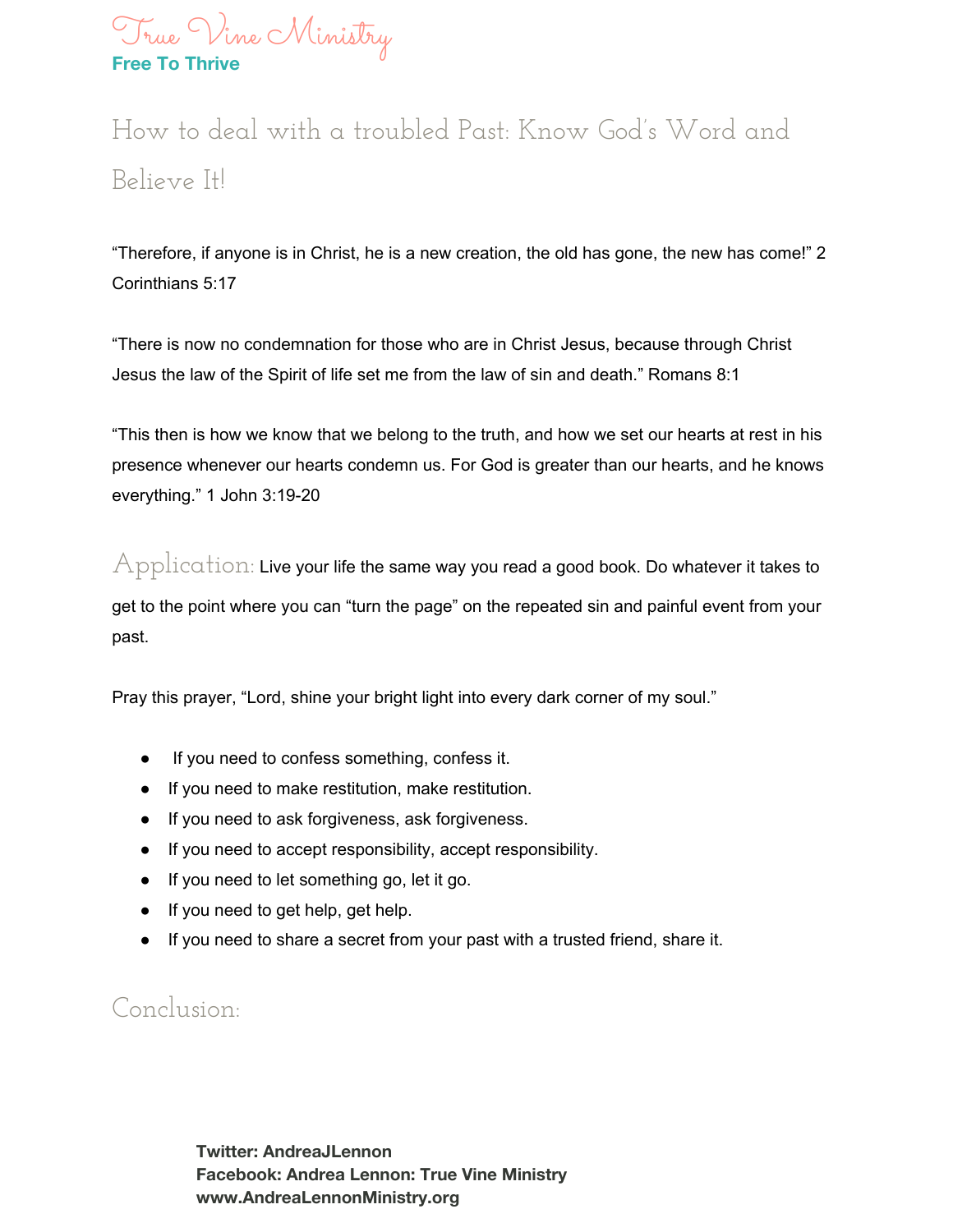True Vine Ministry

**Free To Thrive**

# How to deal with a troubled Past: Know God's Word and Believe It!

"Therefore, if anyone is in Christ, he is a new creation, the old has gone, the new has come!" 2 Corinthians 5:17

"There is now no condemnation for those who are in Christ Jesus, because through Christ Jesus the law of the Spirit of life set me from the law of sin and death." Romans 8:1

"This then is how we know that we belong to the truth, and how we set our hearts at rest in his presence whenever our hearts condemn us. For God is greater than our hearts, and he knows everything." 1 John 3:19-20

## Application:

Live your life the same way you read a good book. Do whatever it takes to get to the point where you can "turn the page" on the repeated sin and painful event from your past.

Pray this prayer, "Lord, shine your bright light into every dark corner of my soul."

- If you need to confess something, confess it.
- If you need to make restitution, make restitution.
- If you need to ask forgiveness, ask forgiveness.
- If you need to accept responsibility, accept responsibility.
- If you need to let something go, let it go.
- If you need to get help, get help.
- If you need to share a secret from your past with a trusted friend, share it.

## Conclusion:

**Twitter: AndreaJLennon**
**Facebook: Andrea Lennon: True Vine Ministry**
**www.AndreaLennonMinistry.org**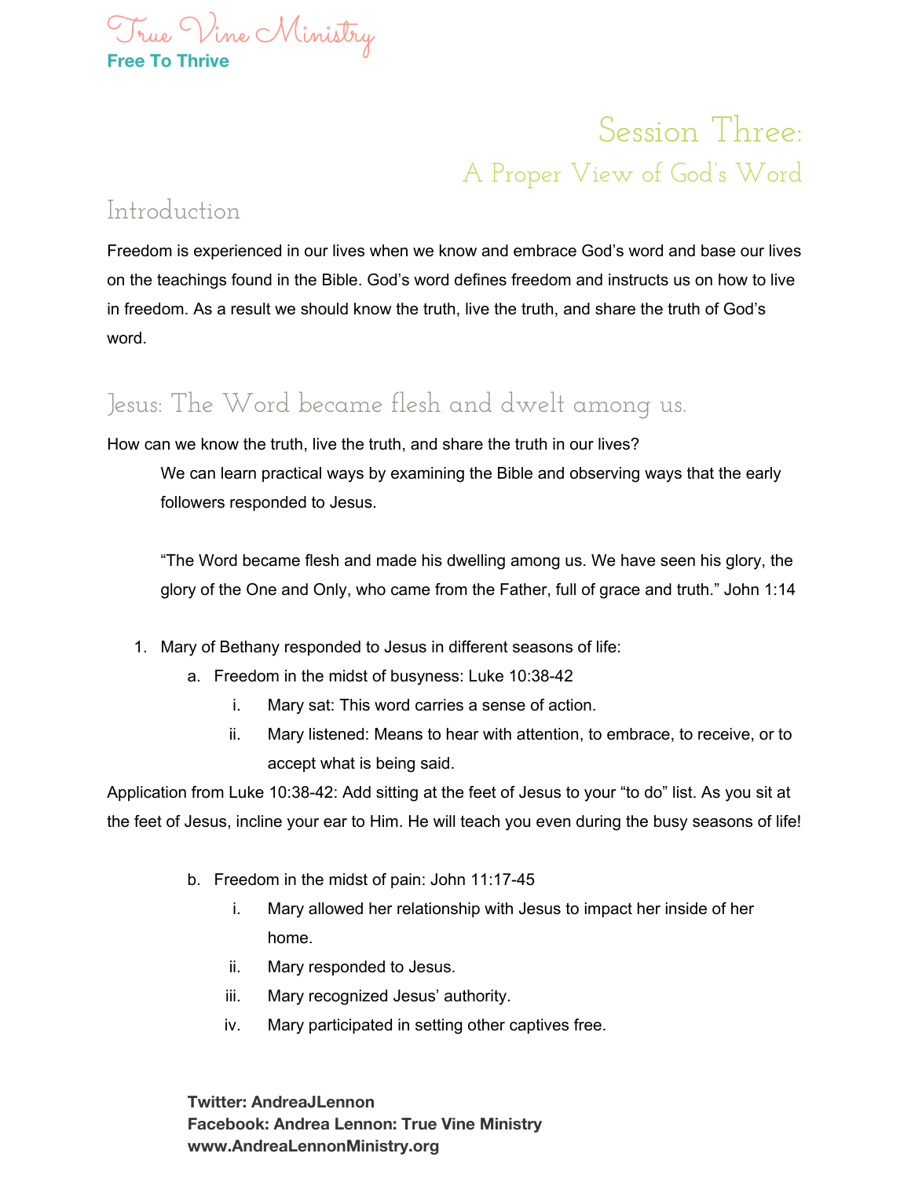True Vine Ministry

**Free To Thrive**

# Session Three:

## A Proper View of God's Word

## Introduction

Freedom is experienced in our lives when we know and embrace God's word and base our lives on the teachings found in the Bible. God's word defines freedom and instructs us on how to live in freedom. As a result we should know the truth, live the truth, and share the truth of God's word.

## Jesus: The Word became flesh and dwelt among us.

How can we know the truth, live the truth, and share the truth in our lives?

> We can learn practical ways by examining the Bible and observing ways that the early followers responded to Jesus.
>
> "The Word became flesh and made his dwelling among us. We have seen his glory, the glory of the One and Only, who came from the Father, full of grace and truth." John 1:14

1. Mary of Bethany responded to Jesus in different seasons of life:
   a. Freedom in the midst of busyness: Luke 10:38-42
      i. Mary sat: This word carries a sense of action.
      ii. Mary listened: Means to hear with attention, to embrace, to receive, or to accept what is being said.

Application from Luke 10:38-42: Add sitting at the feet of Jesus to your "to do" list. As you sit at the feet of Jesus, incline your ear to Him. He will teach you even during the busy seasons of life!

   b. Freedom in the midst of pain: John 11:17-45
      i. Mary allowed her relationship with Jesus to impact her inside of her home.
      ii. Mary responded to Jesus.
      iii. Mary recognized Jesus' authority.
      iv. Mary participated in setting other captives free.

**Twitter: AndreaJLennon**
**Facebook: Andrea Lennon: True Vine Ministry**
**www.AndreaLennonMinistry.org**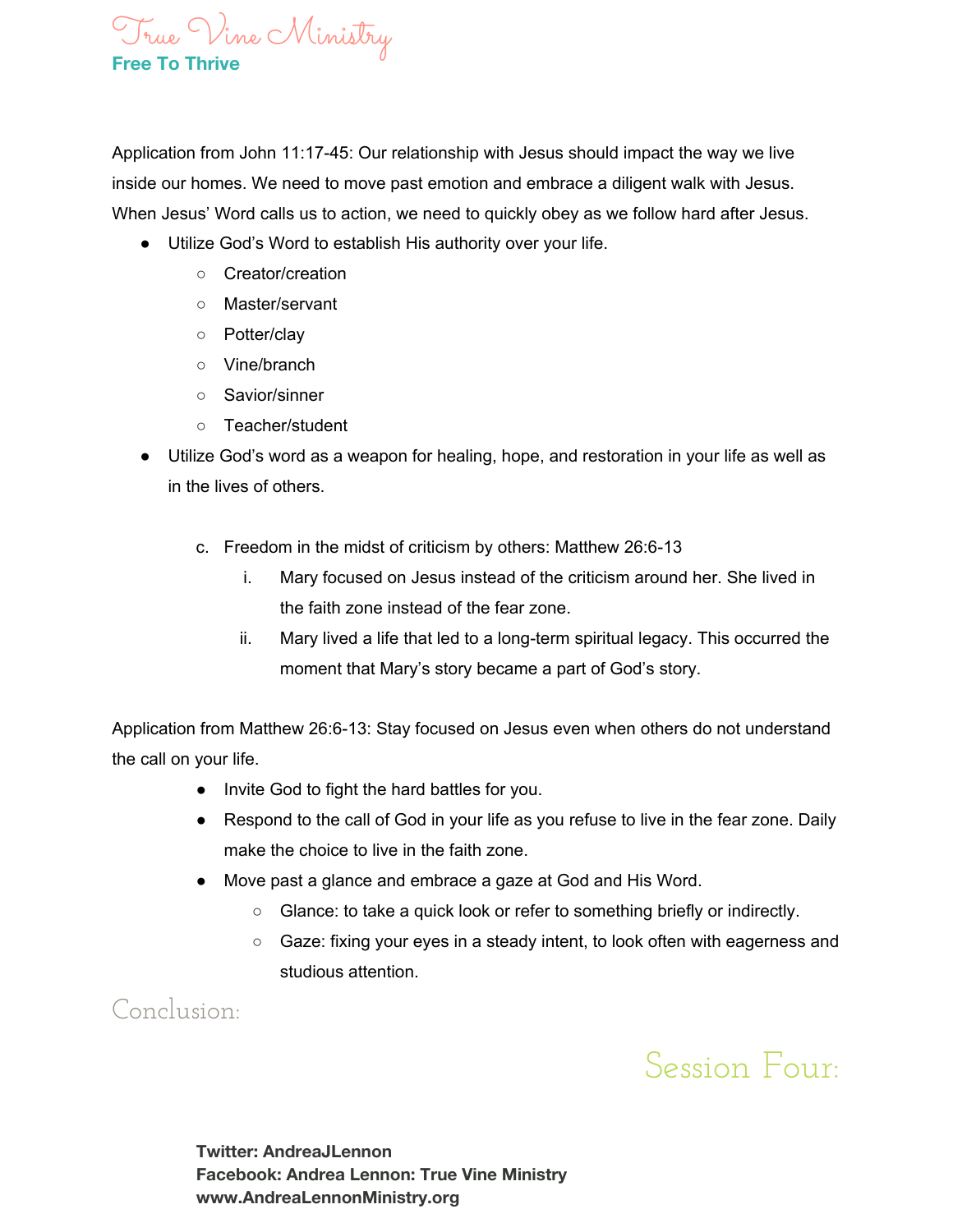Application from John 11:17-45: Our relationship with Jesus should impact the way we live inside our homes. We need to move past emotion and embrace a diligent walk with Jesus. When Jesus' Word calls us to action, we need to quickly obey as we follow hard after Jesus.

- Utilize God's Word to establish His authority over your life.
  - Creator/creation
  - Master/servant
  - Potter/clay
  - Vine/branch
  - Savior/sinner
  - Teacher/student
- Utilize God's word as a weapon for healing, hope, and restoration in your life as well as in the lives of others.

c. Freedom in the midst of criticism by others: Matthew 26:6-13

   i. Mary focused on Jesus instead of the criticism around her. She lived in the faith zone instead of the fear zone.

   ii. Mary lived a life that led to a long-term spiritual legacy. This occurred the moment that Mary's story became a part of God's story.

Application from Matthew 26:6-13: Stay focused on Jesus even when others do not understand the call on your life.

- Invite God to fight the hard battles for you.
- Respond to the call of God in your life as you refuse to live in the fear zone. Daily make the choice to live in the faith zone.
- Move past a glance and embrace a gaze at God and His Word.
  - Glance: to take a quick look or refer to something briefly or indirectly.
  - Gaze: fixing your eyes in a steady intent, to look often with eagerness and studious attention.

## Conclusion:

## Session Four:

**Twitter: AndreaJLennon**
**Facebook: Andrea Lennon: True Vine Ministry**
**www.AndreaLennonMinistry.org**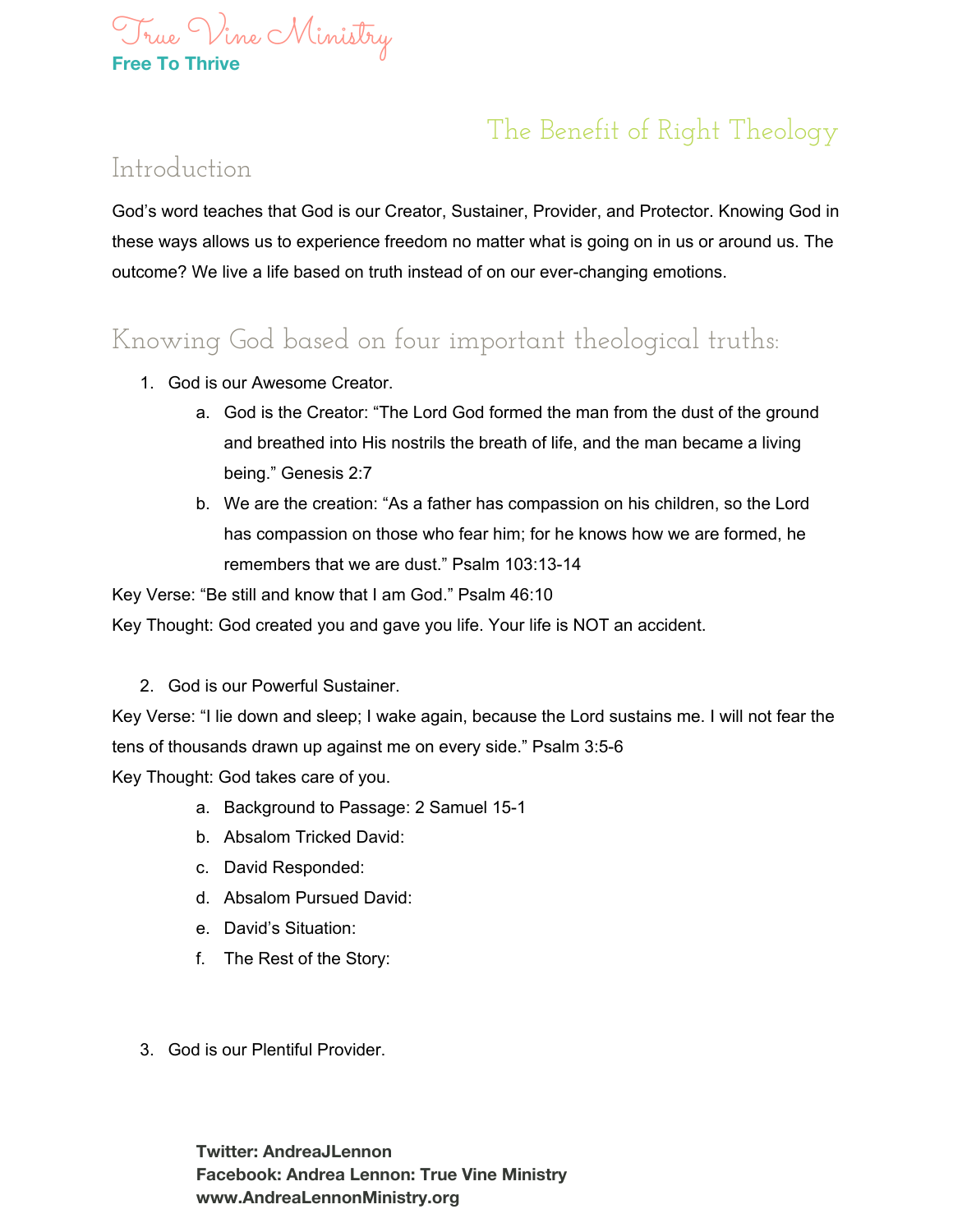True Vine Ministry
**Free To Thrive**

# The Benefit of Right Theology

## Introduction

God's word teaches that God is our Creator, Sustainer, Provider, and Protector. Knowing God in these ways allows us to experience freedom no matter what is going on in us or around us. The outcome? We live a life based on truth instead of on our ever-changing emotions.

## Knowing God based on four important theological truths:

1. God is our Awesome Creator.
   a. God is the Creator: "The Lord God formed the man from the dust of the ground and breathed into His nostrils the breath of life, and the man became a living being." Genesis 2:7
   b. We are the creation: "As a father has compassion on his children, so the Lord has compassion on those who fear him; for he knows how we are formed, he remembers that we are dust." Psalm 103:13-14

Key Verse: "Be still and know that I am God." Psalm 46:10
Key Thought: God created you and gave you life. Your life is NOT an accident.

2. God is our Powerful Sustainer.

Key Verse: "I lie down and sleep; I wake again, because the Lord sustains me. I will not fear the tens of thousands drawn up against me on every side." Psalm 3:5-6
Key Thought: God takes care of you.

   a. Background to Passage: 2 Samuel 15-1
   b. Absalom Tricked David:
   c. David Responded:
   d. Absalom Pursued David:
   e. David's Situation:
   f. The Rest of the Story:

3. God is our Plentiful Provider.

**Twitter: AndreaJLennon**
**Facebook: Andrea Lennon: True Vine Ministry**
**www.AndreaLennonMinistry.org**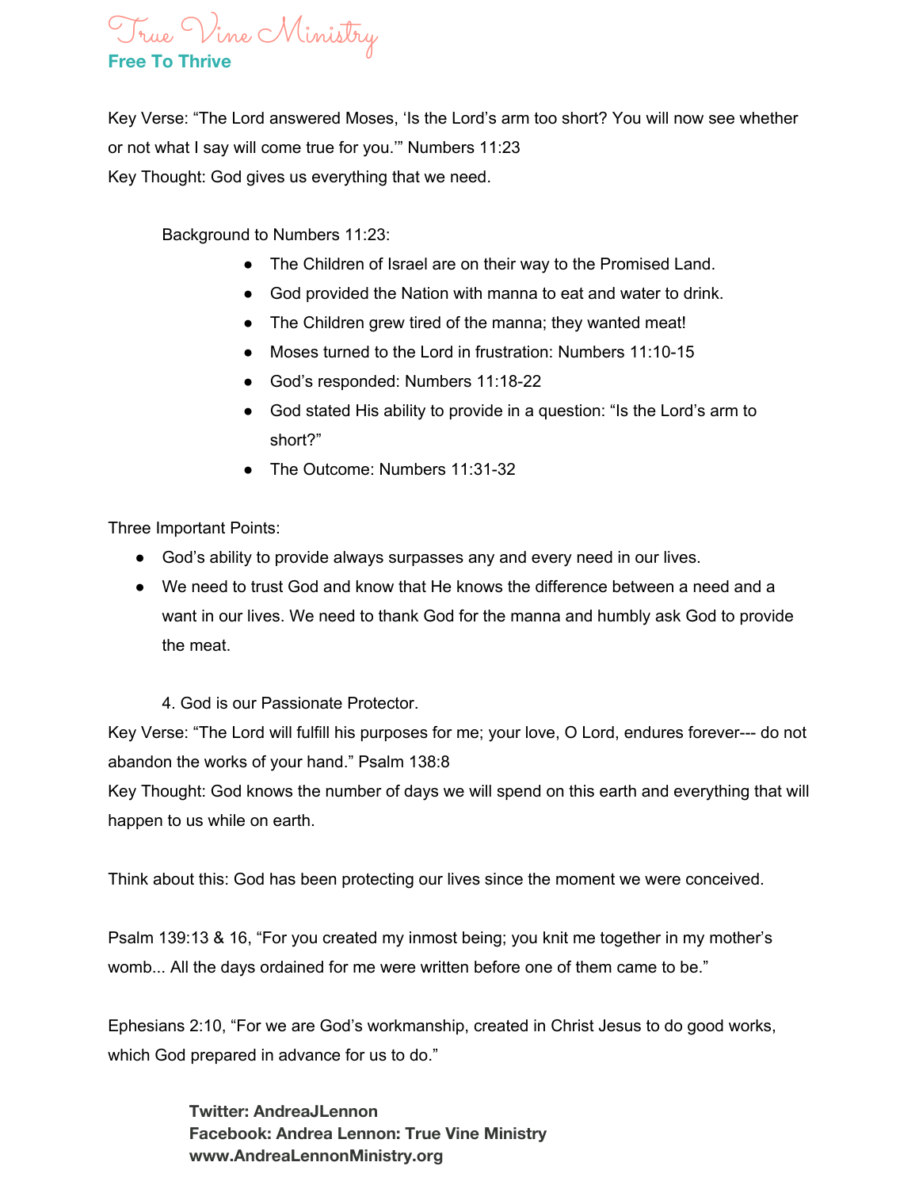Key Verse: "The Lord answered Moses, 'Is the Lord's arm too short? You will now see whether or not what I say will come true for you.'" Numbers 11:23
Key Thought: God gives us everything that we need.

Background to Numbers 11:23:

- The Children of Israel are on their way to the Promised Land.
- God provided the Nation with manna to eat and water to drink.
- The Children grew tired of the manna; they wanted meat!
- Moses turned to the Lord in frustration: Numbers 11:10-15
- God's responded: Numbers 11:18-22
- God stated His ability to provide in a question: "Is the Lord's arm to short?"
- The Outcome: Numbers 11:31-32

Three Important Points:

- God's ability to provide always surpasses any and every need in our lives.
- We need to trust God and know that He knows the difference between a need and a want in our lives. We need to thank God for the manna and humbly ask God to provide the meat.

4. God is our Passionate Protector.

Key Verse: "The Lord will fulfill his purposes for me; your love, O Lord, endures forever--- do not abandon the works of your hand." Psalm 138:8
Key Thought: God knows the number of days we will spend on this earth and everything that will happen to us while on earth.

Think about this: God has been protecting our lives since the moment we were conceived.

Psalm 139:13 & 16, "For you created my inmost being; you knit me together in my mother's womb... All the days ordained for me were written before one of them came to be."

Ephesians 2:10, "For we are God's workmanship, created in Christ Jesus to do good works, which God prepared in advance for us to do."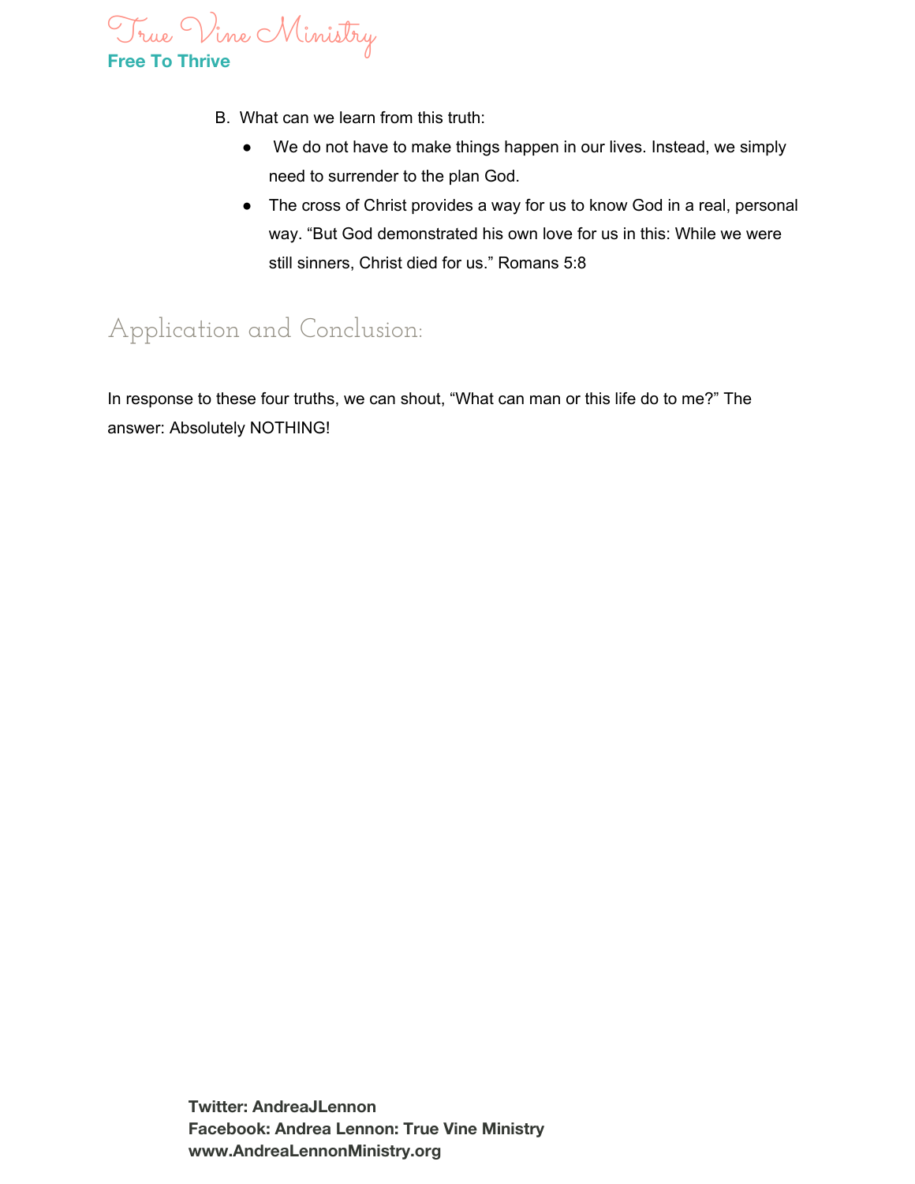B. What can we learn from this truth:

- We do not have to make things happen in our lives. Instead, we simply need to surrender to the plan God.
- The cross of Christ provides a way for us to know God in a real, personal way. “But God demonstrated his own love for us in this: While we were still sinners, Christ died for us.” Romans 5:8

## Application and Conclusion:

In response to these four truths, we can shout, “What can man or this life do to me?” The answer: Absolutely NOTHING!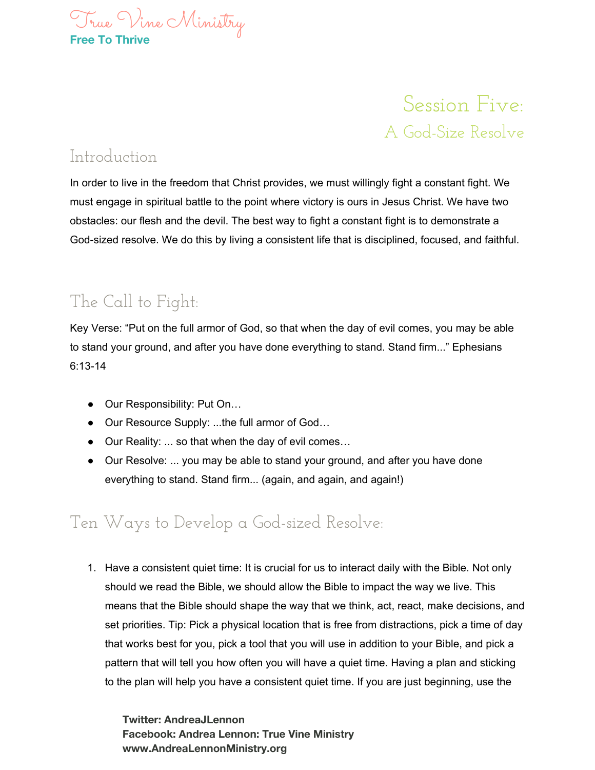# Session Five:

## A God-Size Resolve

## Introduction

In order to live in the freedom that Christ provides, we must willingly fight a constant fight. We must engage in spiritual battle to the point where victory is ours in Jesus Christ. We have two obstacles: our flesh and the devil. The best way to fight a constant fight is to demonstrate a God-sized resolve. We do this by living a consistent life that is disciplined, focused, and faithful.

## The Call to Fight:

Key Verse: "Put on the full armor of God, so that when the day of evil comes, you may be able to stand your ground, and after you have done everything to stand. Stand firm..." Ephesians 6:13-14

- Our Responsibility: Put On…
- Our Resource Supply: ...the full armor of God…
- Our Reality: ... so that when the day of evil comes…
- Our Resolve: ... you may be able to stand your ground, and after you have done everything to stand. Stand firm... (again, and again, and again!)

## Ten Ways to Develop a God-sized Resolve:

1. Have a consistent quiet time: It is crucial for us to interact daily with the Bible. Not only should we read the Bible, we should allow the Bible to impact the way we live. This means that the Bible should shape the way that we think, act, react, make decisions, and set priorities. Tip: Pick a physical location that is free from distractions, pick a time of day that works best for you, pick a tool that you will use in addition to your Bible, and pick a pattern that will tell you how often you will have a quiet time. Having a plan and sticking to the plan will help you have a consistent quiet time. If you are just beginning, use the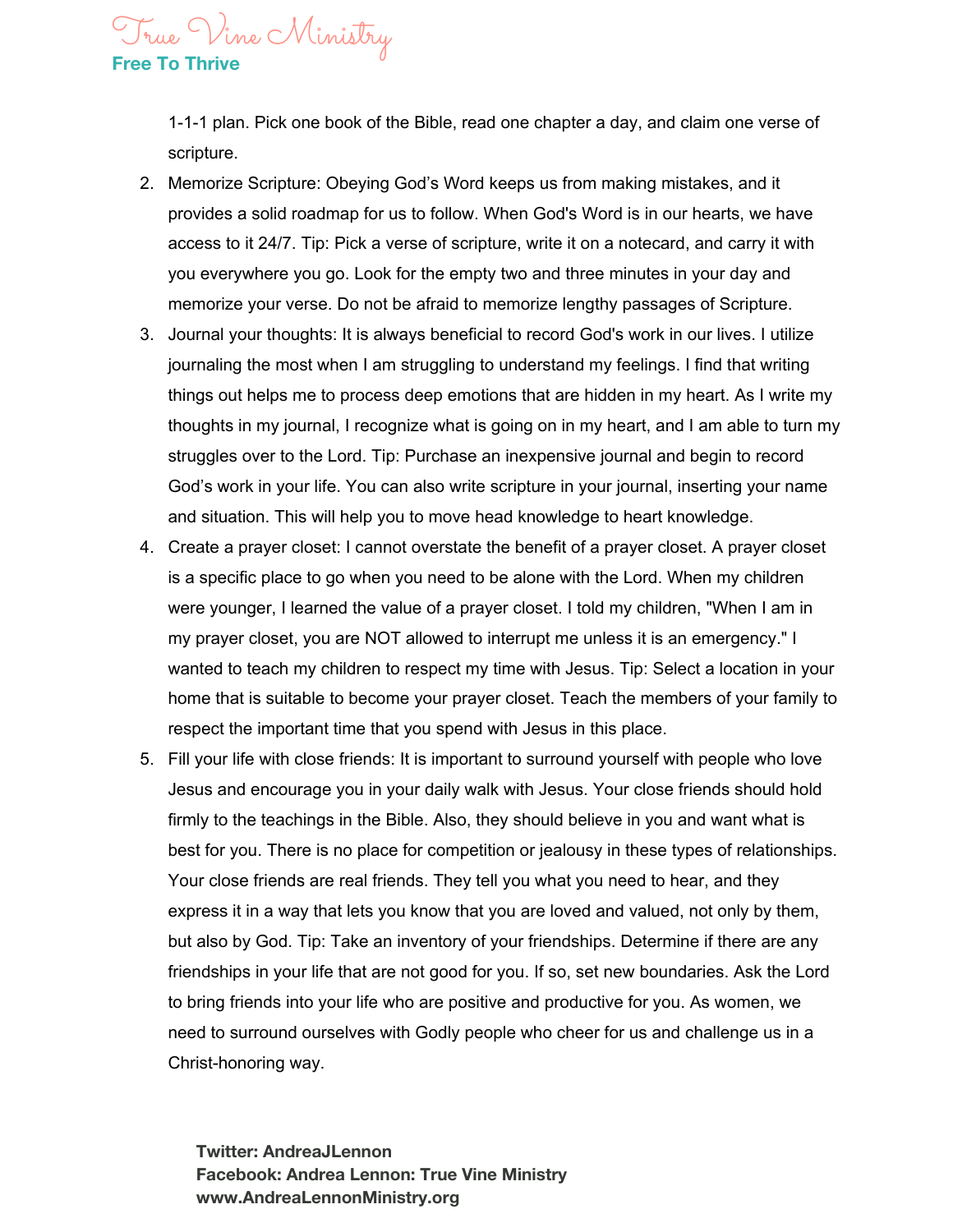1-1-1 plan. Pick one book of the Bible, read one chapter a day, and claim one verse of scripture.

2. Memorize Scripture: Obeying God's Word keeps us from making mistakes, and it provides a solid roadmap for us to follow. When God's Word is in our hearts, we have access to it 24/7. Tip: Pick a verse of scripture, write it on a notecard, and carry it with you everywhere you go. Look for the empty two and three minutes in your day and memorize your verse. Do not be afraid to memorize lengthy passages of Scripture.
3. Journal your thoughts: It is always beneficial to record God's work in our lives. I utilize journaling the most when I am struggling to understand my feelings. I find that writing things out helps me to process deep emotions that are hidden in my heart. As I write my thoughts in my journal, I recognize what is going on in my heart, and I am able to turn my struggles over to the Lord. Tip: Purchase an inexpensive journal and begin to record God's work in your life. You can also write scripture in your journal, inserting your name and situation. This will help you to move head knowledge to heart knowledge.
4. Create a prayer closet: I cannot overstate the benefit of a prayer closet. A prayer closet is a specific place to go when you need to be alone with the Lord. When my children were younger, I learned the value of a prayer closet. I told my children, "When I am in my prayer closet, you are NOT allowed to interrupt me unless it is an emergency." I wanted to teach my children to respect my time with Jesus. Tip: Select a location in your home that is suitable to become your prayer closet. Teach the members of your family to respect the important time that you spend with Jesus in this place.
5. Fill your life with close friends: It is important to surround yourself with people who love Jesus and encourage you in your daily walk with Jesus. Your close friends should hold firmly to the teachings in the Bible. Also, they should believe in you and want what is best for you. There is no place for competition or jealousy in these types of relationships. Your close friends are real friends. They tell you what you need to hear, and they express it in a way that lets you know that you are loved and valued, not only by them, but also by God. Tip: Take an inventory of your friendships. Determine if there are any friendships in your life that are not good for you. If so, set new boundaries. Ask the Lord to bring friends into your life who are positive and productive for you. As women, we need to surround ourselves with Godly people who cheer for us and challenge us in a Christ-honoring way.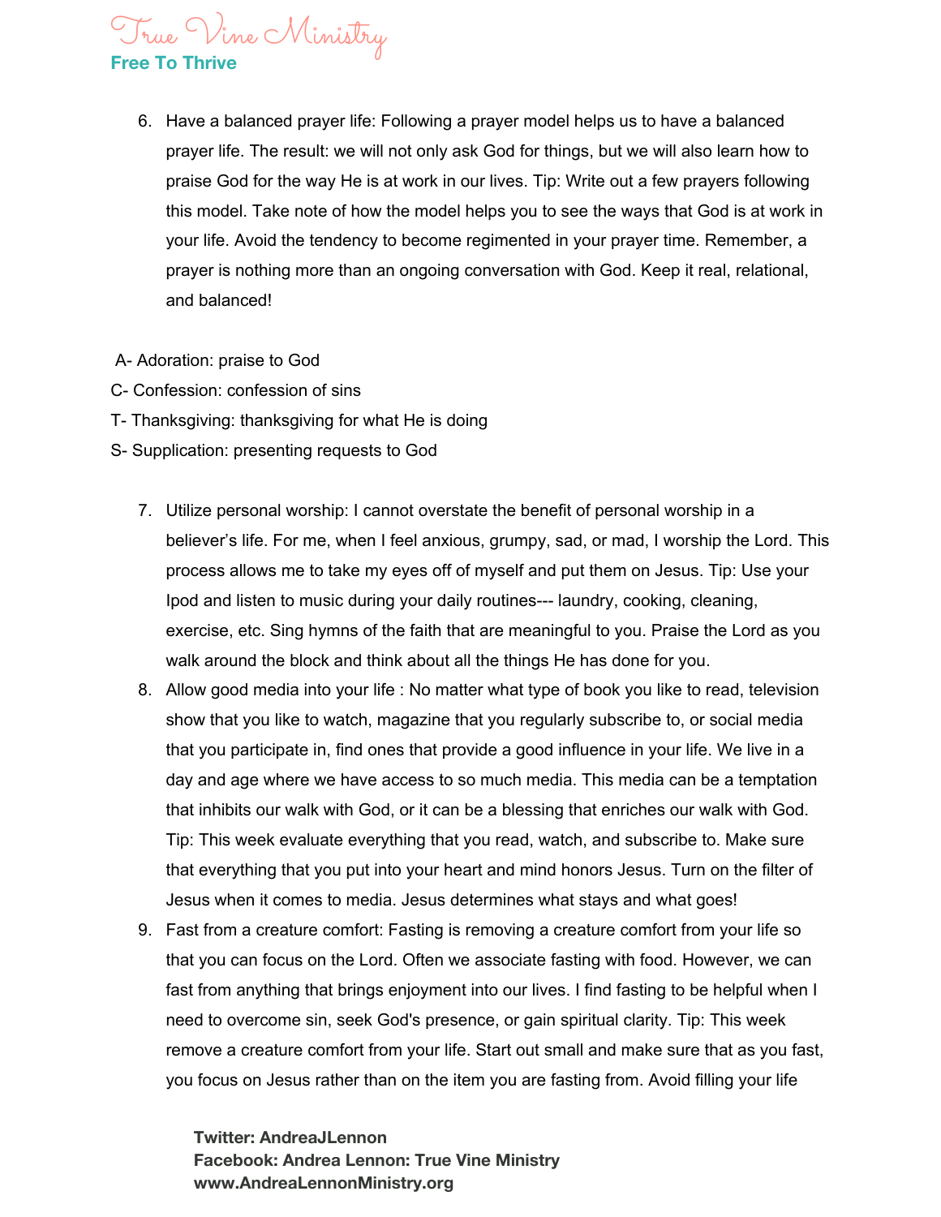6. Have a balanced prayer life: Following a prayer model helps us to have a balanced prayer life. The result: we will not only ask God for things, but we will also learn how to praise God for the way He is at work in our lives. Tip: Write out a few prayers following this model. Take note of how the model helps you to see the ways that God is at work in your life. Avoid the tendency to become regimented in your prayer time. Remember, a prayer is nothing more than an ongoing conversation with God. Keep it real, relational, and balanced!

A- Adoration: praise to God
C- Confession: confession of sins
T- Thanksgiving: thanksgiving for what He is doing
S- Supplication: presenting requests to God

7. Utilize personal worship: I cannot overstate the benefit of personal worship in a believer's life. For me, when I feel anxious, grumpy, sad, or mad, I worship the Lord. This process allows me to take my eyes off of myself and put them on Jesus. Tip: Use your Ipod and listen to music during your daily routines--- laundry, cooking, cleaning, exercise, etc. Sing hymns of the faith that are meaningful to you. Praise the Lord as you walk around the block and think about all the things He has done for you.
8. Allow good media into your life : No matter what type of book you like to read, television show that you like to watch, magazine that you regularly subscribe to, or social media that you participate in, find ones that provide a good influence in your life. We live in a day and age where we have access to so much media. This media can be a temptation that inhibits our walk with God, or it can be a blessing that enriches our walk with God. Tip: This week evaluate everything that you read, watch, and subscribe to. Make sure that everything that you put into your heart and mind honors Jesus. Turn on the filter of Jesus when it comes to media. Jesus determines what stays and what goes!
9. Fast from a creature comfort: Fasting is removing a creature comfort from your life so that you can focus on the Lord. Often we associate fasting with food. However, we can fast from anything that brings enjoyment into our lives. I find fasting to be helpful when I need to overcome sin, seek God's presence, or gain spiritual clarity. Tip: This week remove a creature comfort from your life. Start out small and make sure that as you fast, you focus on Jesus rather than on the item you are fasting from. Avoid filling your life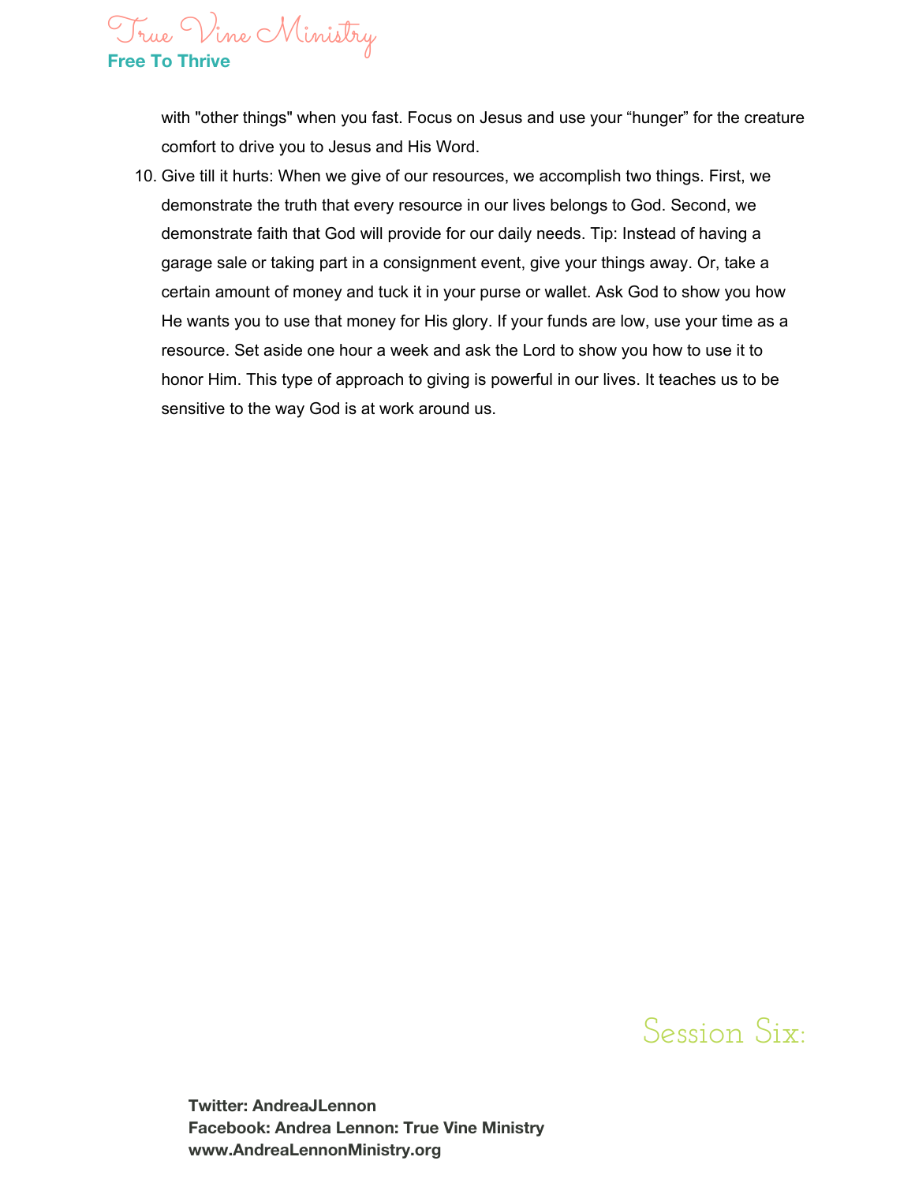with "other things" when you fast. Focus on Jesus and use your “hunger” for the creature comfort to drive you to Jesus and His Word.

10. Give till it hurts: When we give of our resources, we accomplish two things. First, we demonstrate the truth that every resource in our lives belongs to God. Second, we demonstrate faith that God will provide for our daily needs. Tip: Instead of having a garage sale or taking part in a consignment event, give your things away. Or, take a certain amount of money and tuck it in your purse or wallet. Ask God to show you how He wants you to use that money for His glory. If your funds are low, use your time as a resource. Set aside one hour a week and ask the Lord to show you how to use it to honor Him. This type of approach to giving is powerful in our lives. It teaches us to be sensitive to the way God is at work around us.

Session Six: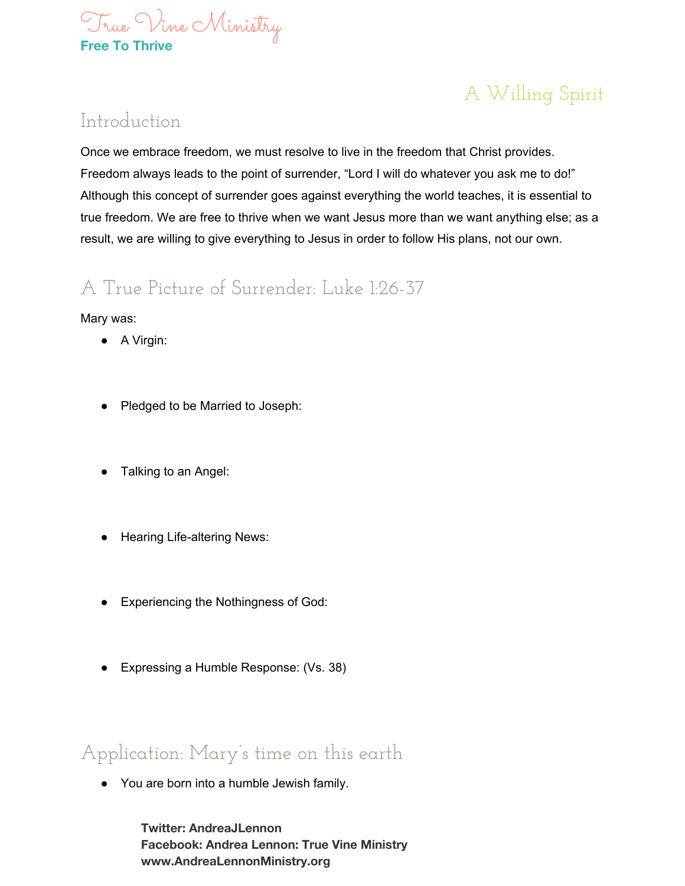# A Willing Spirit

## Introduction

Once we embrace freedom, we must resolve to live in the freedom that Christ provides. Freedom always leads to the point of surrender, "Lord I will do whatever you ask me to do!" Although this concept of surrender goes against everything the world teaches, it is essential to true freedom. We are free to thrive when we want Jesus more than we want anything else; as a result, we are willing to give everything to Jesus in order to follow His plans, not our own.

## A True Picture of Surrender: Luke 1:26-37

Mary was:

- A Virgin:
- Pledged to be Married to Joseph:
- Talking to an Angel:
- Hearing Life-altering News:
- Experiencing the Nothingness of God:
- Expressing a Humble Response: (Vs. 38)

## Application: Mary's time on this earth

- You are born into a humble Jewish family.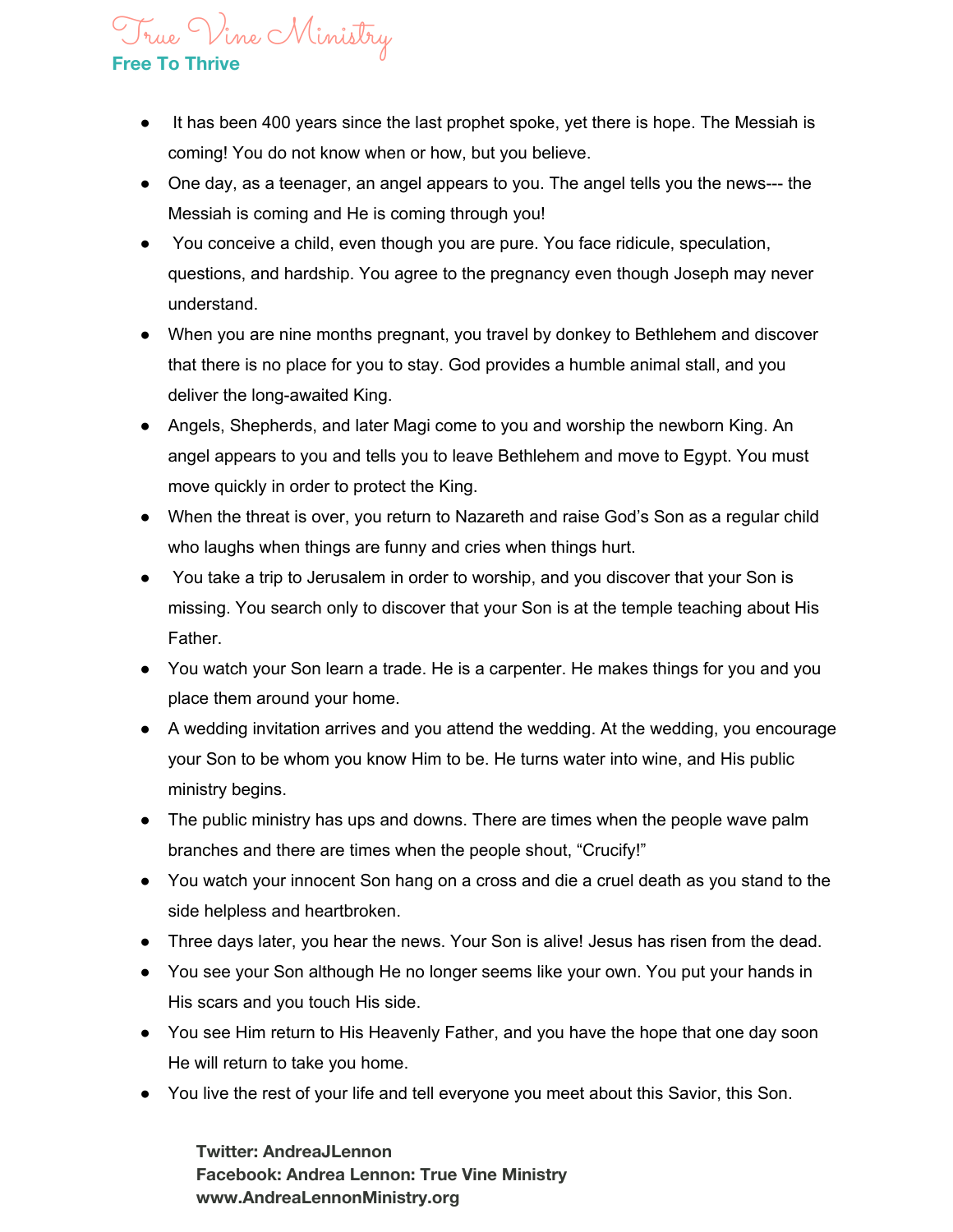- It has been 400 years since the last prophet spoke, yet there is hope. The Messiah is coming! You do not know when or how, but you believe.
- One day, as a teenager, an angel appears to you. The angel tells you the news--- the Messiah is coming and He is coming through you!
- You conceive a child, even though you are pure. You face ridicule, speculation, questions, and hardship. You agree to the pregnancy even though Joseph may never understand.
- When you are nine months pregnant, you travel by donkey to Bethlehem and discover that there is no place for you to stay. God provides a humble animal stall, and you deliver the long-awaited King.
- Angels, Shepherds, and later Magi come to you and worship the newborn King. An angel appears to you and tells you to leave Bethlehem and move to Egypt. You must move quickly in order to protect the King.
- When the threat is over, you return to Nazareth and raise God's Son as a regular child who laughs when things are funny and cries when things hurt.
- You take a trip to Jerusalem in order to worship, and you discover that your Son is missing. You search only to discover that your Son is at the temple teaching about His Father.
- You watch your Son learn a trade. He is a carpenter. He makes things for you and you place them around your home.
- A wedding invitation arrives and you attend the wedding. At the wedding, you encourage your Son to be whom you know Him to be. He turns water into wine, and His public ministry begins.
- The public ministry has ups and downs. There are times when the people wave palm branches and there are times when the people shout, "Crucify!"
- You watch your innocent Son hang on a cross and die a cruel death as you stand to the side helpless and heartbroken.
- Three days later, you hear the news. Your Son is alive! Jesus has risen from the dead.
- You see your Son although He no longer seems like your own. You put your hands in His scars and you touch His side.
- You see Him return to His Heavenly Father, and you have the hope that one day soon He will return to take you home.
- You live the rest of your life and tell everyone you meet about this Savior, this Son.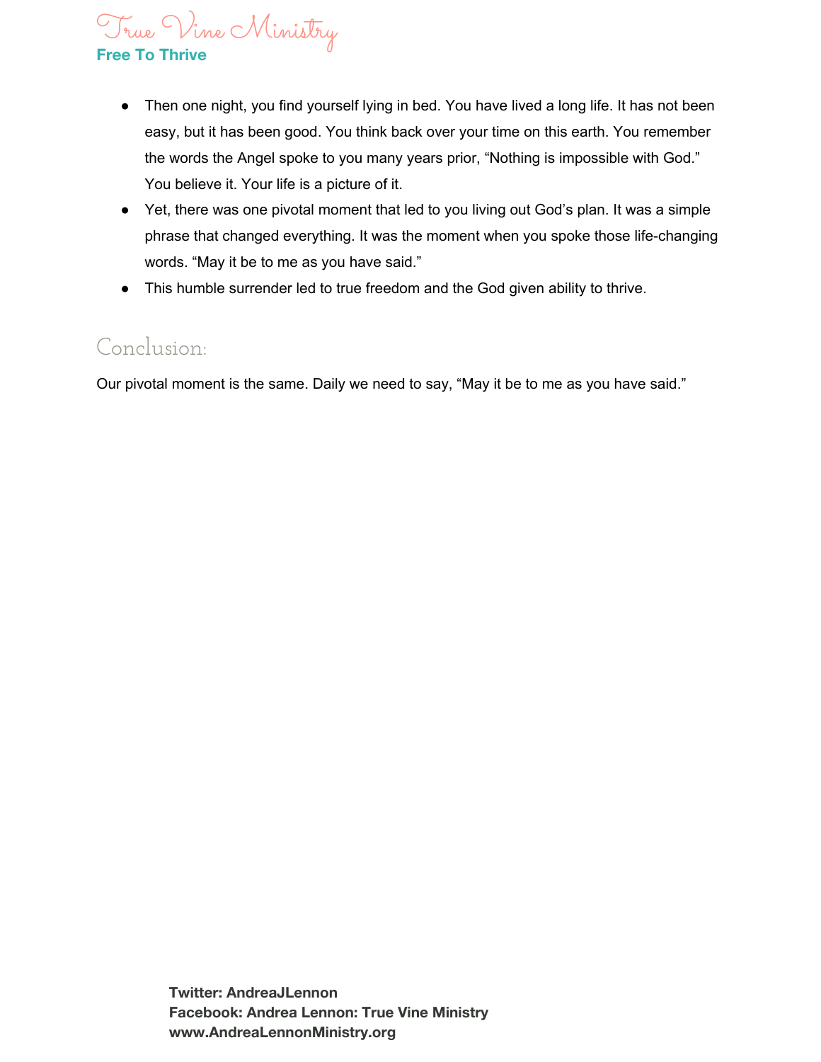- Then one night, you find yourself lying in bed. You have lived a long life. It has not been easy, but it has been good. You think back over your time on this earth. You remember the words the Angel spoke to you many years prior, “Nothing is impossible with God.” You believe it. Your life is a picture of it.
- Yet, there was one pivotal moment that led to you living out God’s plan. It was a simple phrase that changed everything. It was the moment when you spoke those life-changing words. “May it be to me as you have said.”
- This humble surrender led to true freedom and the God given ability to thrive.

## Conclusion:

Our pivotal moment is the same. Daily we need to say, “May it be to me as you have said.”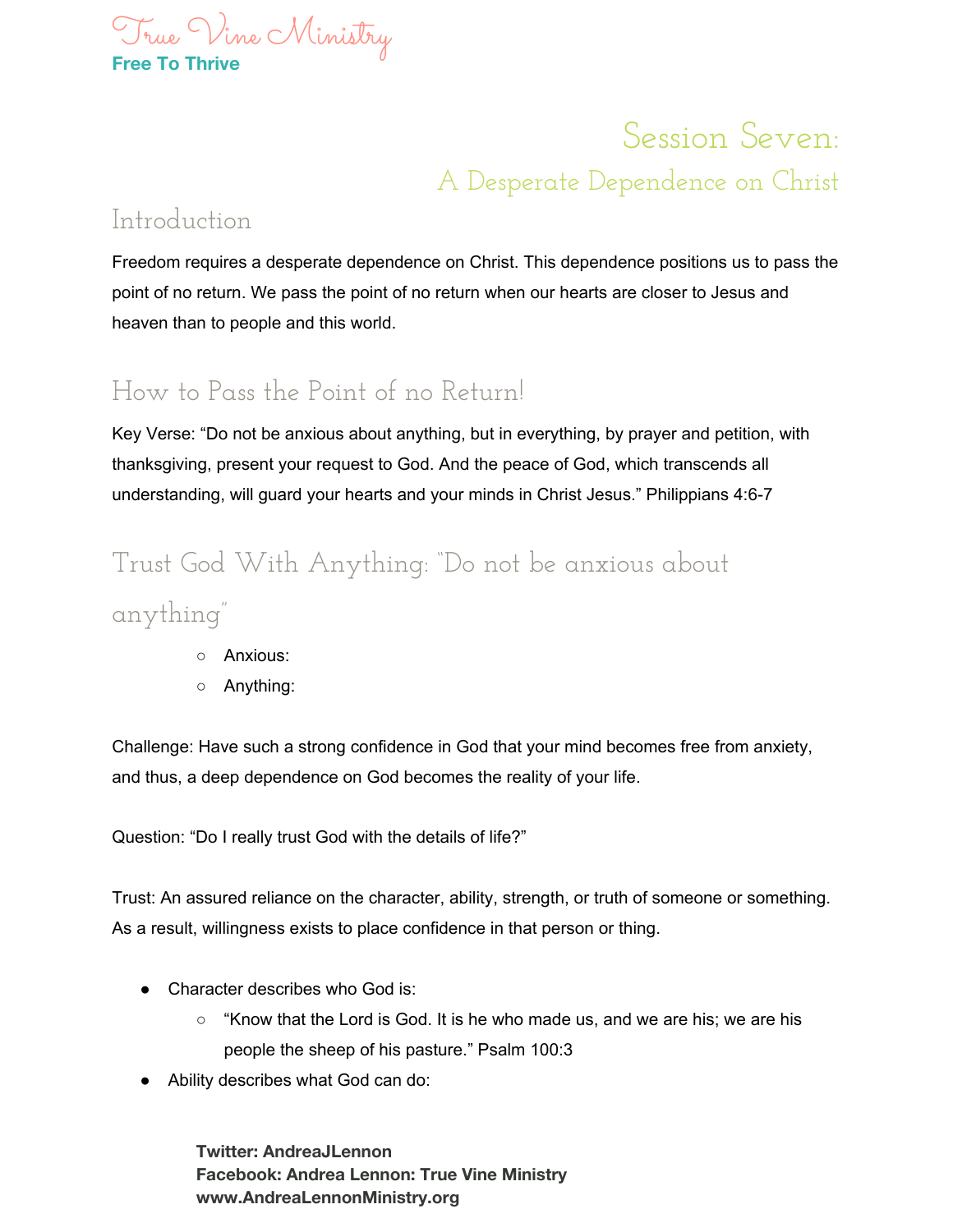# Session Seven:

## A Desperate Dependence on Christ

### Introduction

Freedom requires a desperate dependence on Christ. This dependence positions us to pass the point of no return. We pass the point of no return when our hearts are closer to Jesus and heaven than to people and this world.

### How to Pass the Point of no Return!

Key Verse: "Do not be anxious about anything, but in everything, by prayer and petition, with thanksgiving, present your request to God. And the peace of God, which transcends all understanding, will guard your hearts and your minds in Christ Jesus." Philippians 4:6-7

### Trust God With Anything: "Do not be anxious about anything"

- Anxious:
- Anything:

Challenge: Have such a strong confidence in God that your mind becomes free from anxiety, and thus, a deep dependence on God becomes the reality of your life.

Question: "Do I really trust God with the details of life?"

Trust: An assured reliance on the character, ability, strength, or truth of someone or something. As a result, willingness exists to place confidence in that person or thing.

- Character describes who God is:
  - "Know that the Lord is God. It is he who made us, and we are his; we are his people the sheep of his pasture." Psalm 100:3
- Ability describes what God can do: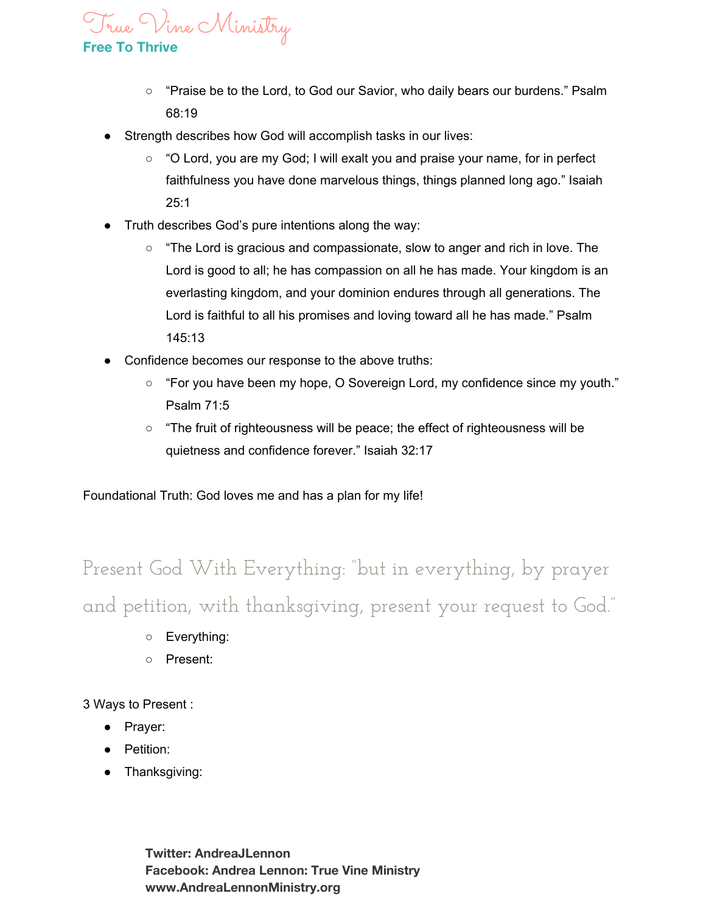- “Praise be to the Lord, to God our Savior, who daily bears our burdens.” Psalm 68:19
- Strength describes how God will accomplish tasks in our lives:
    - “O Lord, you are my God; I will exalt you and praise your name, for in perfect faithfulness you have done marvelous things, things planned long ago.” Isaiah 25:1
- Truth describes God’s pure intentions along the way:
    - “The Lord is gracious and compassionate, slow to anger and rich in love. The Lord is good to all; he has compassion on all he has made. Your kingdom is an everlasting kingdom, and your dominion endures through all generations. The Lord is faithful to all his promises and loving toward all he has made.” Psalm 145:13
- Confidence becomes our response to the above truths:
    - “For you have been my hope, O Sovereign Lord, my confidence since my youth.” Psalm 71:5
    - “The fruit of righteousness will be peace; the effect of righteousness will be quietness and confidence forever.” Isaiah 32:17

Foundational Truth: God loves me and has a plan for my life!

## Present God With Everything: “but in everything, by prayer and petition, with thanksgiving, present your request to God.”

- Everything:
- Present:

3 Ways to Present :

- Prayer:
- Petition:
- Thanksgiving:

**Twitter: AndreaJLennon**
**Facebook: Andrea Lennon: True Vine Ministry**
**www.AndreaLennonMinistry.org**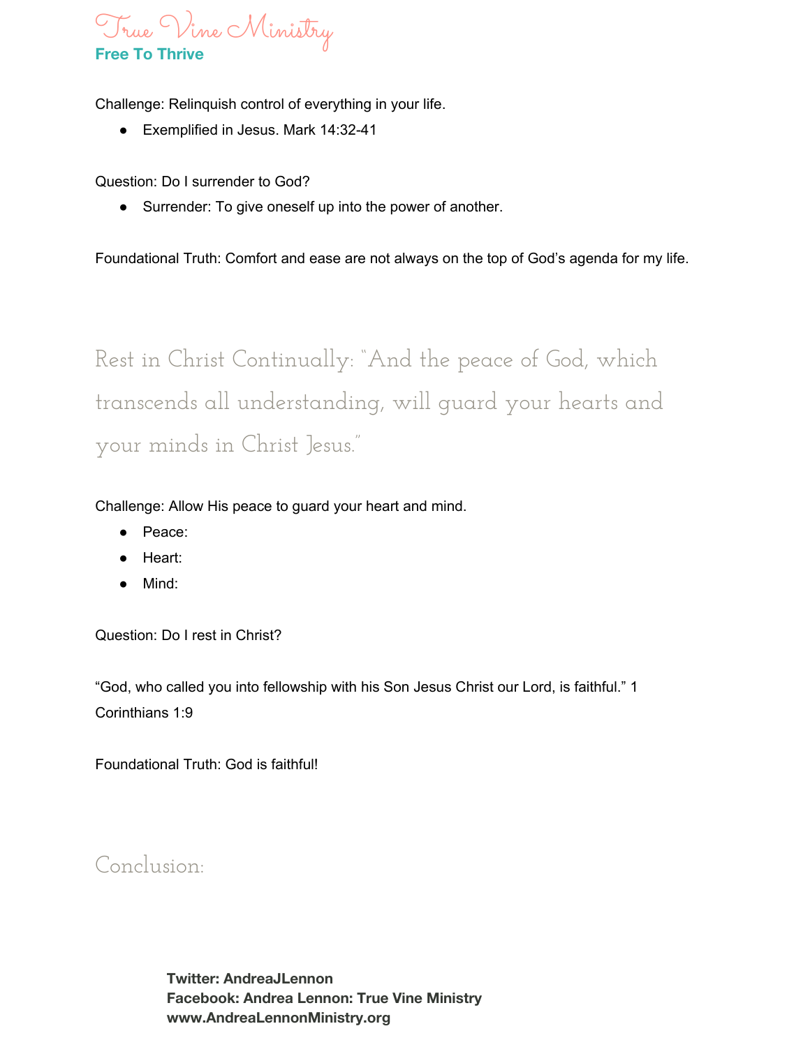Challenge: Relinquish control of everything in your life.

- Exemplified in Jesus. Mark 14:32-41

Question: Do I surrender to God?

- Surrender: To give oneself up into the power of another.

Foundational Truth: Comfort and ease are not always on the top of God's agenda for my life.

## Rest in Christ Continually: "And the peace of God, which transcends all understanding, will guard your hearts and your minds in Christ Jesus."

Challenge: Allow His peace to guard your heart and mind.

- Peace:
- Heart:
- Mind:

Question: Do I rest in Christ?

"God, who called you into fellowship with his Son Jesus Christ our Lord, is faithful." 1 Corinthians 1:9

Foundational Truth: God is faithful!

## Conclusion: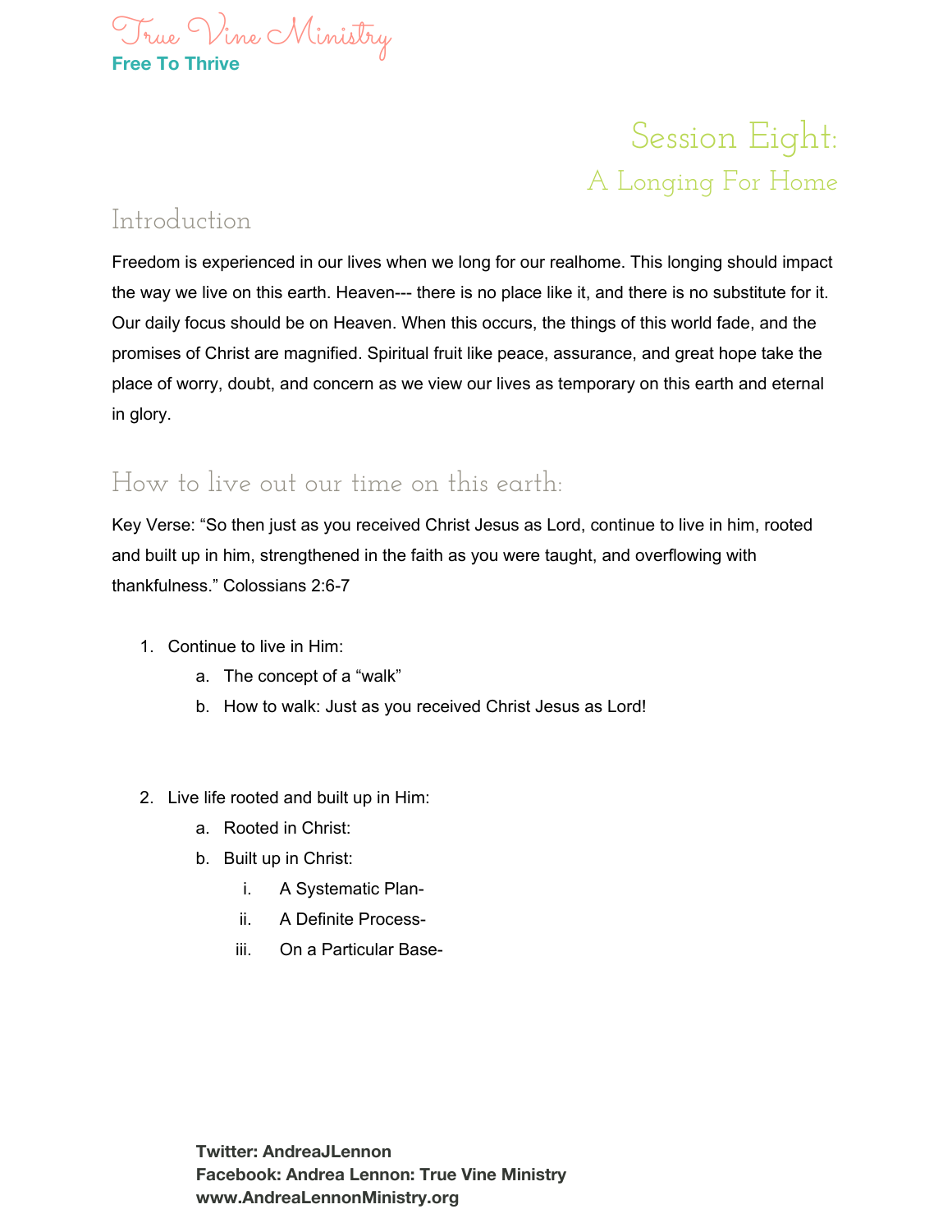True Vine Ministry

Free To Thrive

# Session Eight:

## A Longing For Home

### Introduction

Freedom is experienced in our lives when we long for our realhome. This longing should impact the way we live on this earth. Heaven--- there is no place like it, and there is no substitute for it. Our daily focus should be on Heaven. When this occurs, the things of this world fade, and the promises of Christ are magnified. Spiritual fruit like peace, assurance, and great hope take the place of worry, doubt, and concern as we view our lives as temporary on this earth and eternal in glory.

### How to live out our time on this earth:

Key Verse: "So then just as you received Christ Jesus as Lord, continue to live in him, rooted and built up in him, strengthened in the faith as you were taught, and overflowing with thankfulness." Colossians 2:6-7

1. Continue to live in Him:
   a. The concept of a "walk"
   b. How to walk: Just as you received Christ Jesus as Lord!

2. Live life rooted and built up in Him:
   a. Rooted in Christ:
   b. Built up in Christ:
      i. A Systematic Plan-
      ii. A Definite Process-
      iii. On a Particular Base-

**Twitter: AndreaJLennon**
**Facebook: Andrea Lennon: True Vine Ministry**
**www.AndreaLennonMinistry.org**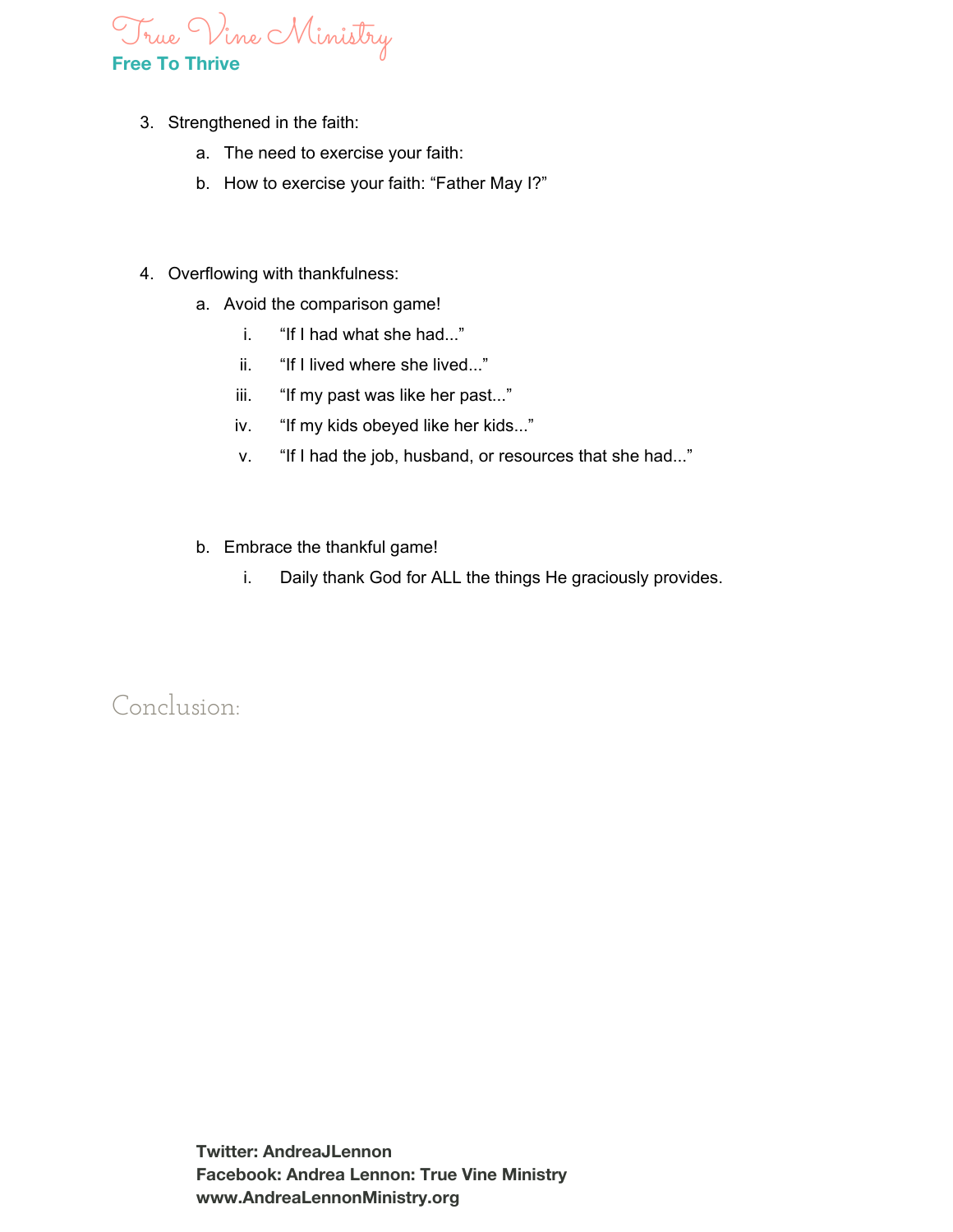3. Strengthened in the faith:
    a. The need to exercise your faith:
    b. How to exercise your faith: "Father May I?"

4. Overflowing with thankfulness:
    a. Avoid the comparison game!
        i. "If I had what she had..."
        ii. "If I lived where she lived..."
        iii. "If my past was like her past..."
        iv. "If my kids obeyed like her kids..."
        v. "If I had the job, husband, or resources that she had..."

    b. Embrace the thankful game!
        i. Daily thank God for ALL the things He graciously provides.

## Conclusion:

**Twitter: AndreaJLennon**
**Facebook: Andrea Lennon: True Vine Ministry**
**www.AndreaLennonMinistry.org**